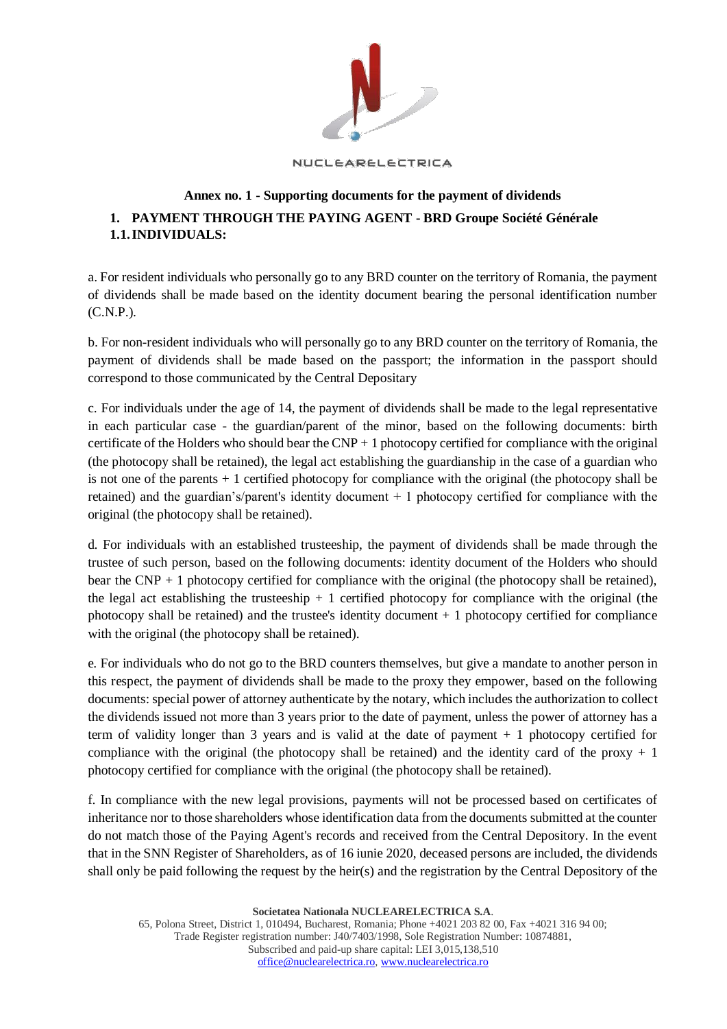# Annex no. 1 - Supporting documents for the payment of dividends

## 1. PAYMENT THROUGH THE PAYING AGENT - BRD Groupe Société Générale

### 1.1. INDIVIDUALS:

a. For resident individuals who personally go to any BRD counter on the territory of Romania, the payment of dividends shall be made based on the identity document bearing the personal identification number (C.N.P.).

b. For non-resident individuals who will personally go to any BRD counter on the territory of Romania, the payment of dividends shall be made based on the passport; the information in the passport should correspond to those communicated by the Central Depositary

c. For individuals under the age of 14, the payment of dividends shall be made to the legal representative in each particular case - the guardian/parent of the minor, based on the following documents: birth certificate of the Holders who should bear the CNP + 1 photocopy certified for compliance with the original (the photocopy shall be retained), the legal act establishing the guardianship in the case of a guardian who is not one of the parents + 1 certified photocopy for compliance with the original (the photocopy shall be retained) and the guardian's/parent's identity document + 1 photocopy certified for compliance with the original (the photocopy shall be retained).

d. For individuals with an established trusteeship, the payment of dividends shall be made through the trustee of such person, based on the following documents: identity document of the Holders who should bear the CNP + 1 photocopy certified for compliance with the original (the photocopy shall be retained), the legal act establishing the trusteeship + 1 certified photocopy for compliance with the original (the photocopy shall be retained) and the trustee's identity document + 1 photocopy certified for compliance with the original (the photocopy shall be retained).

e. For individuals who do not go to the BRD counters themselves, but give a mandate to another person in this respect, the payment of dividends shall be made to the proxy they empower, based on the following documents: special power of attorney authenticate by the notary, which includes the authorization to collect the dividends issued not more than 3 years prior to the date of payment, unless the power of attorney has a term of validity longer than 3 years and is valid at the date of payment + 1 photocopy certified for compliance with the original (the photocopy shall be retained) and the identity card of the proxy + 1 photocopy certified for compliance with the original (the photocopy shall be retained).

f. In compliance with the new legal provisions, payments will not be processed based on certificates of inheritance nor to those shareholders whose identification data from the documents submitted at the counter do not match those of the Paying Agent's records and received from the Central Depository. In the event that in the SNN Register of Shareholders, as of 16 iunie 2020, deceased persons are included, the dividends shall only be paid following the request by the heir(s) and the registration by the Central Depository of the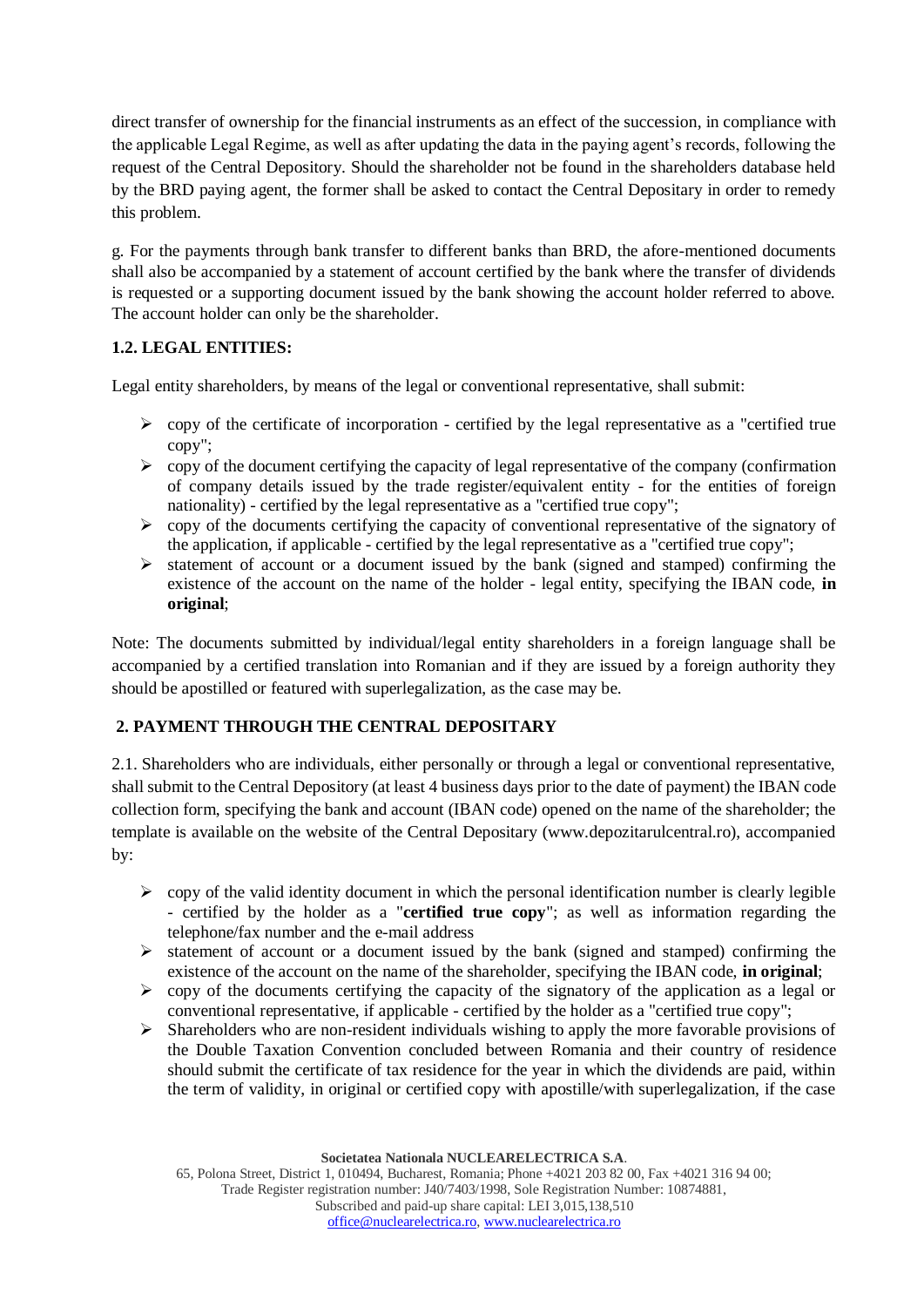direct transfer of ownership for the financial instruments as an effect of the succession, in compliance with the applicable Legal Regime, as well as after updating the data in the paying agent's records, following the request of the Central Depository. Should the shareholder not be found in the shareholders database held by the BRD paying agent, the former shall be asked to contact the Central Depositary in order to remedy this problem.

g. For the payments through bank transfer to different banks than BRD, the afore-mentioned documents shall also be accompanied by a statement of account certified by the bank where the transfer of dividends is requested or a supporting document issued by the bank showing the account holder referred to above. The account holder can only be the shareholder.

### 1.2. LEGAL ENTITIES:

Legal entity shareholders, by means of the legal or conventional representative, shall submit:

- copy of the certificate of incorporation - certified by the legal representative as a "certified true copy";
- copy of the document certifying the capacity of legal representative of the company (confirmation of company details issued by the trade register/equivalent entity - for the entities of foreign nationality) - certified by the legal representative as a "certified true copy";
- copy of the documents certifying the capacity of conventional representative of the signatory of the application, if applicable - certified by the legal representative as a "certified true copy";
- statement of account or a document issued by the bank (signed and stamped) confirming the existence of the account on the name of the holder - legal entity, specifying the IBAN code, **in original**;

Note: The documents submitted by individual/legal entity shareholders in a foreign language shall be accompanied by a certified translation into Romanian and if they are issued by a foreign authority they should be apostilled or featured with superlegalization, as the case may be.

## 2. PAYMENT THROUGH THE CENTRAL DEPOSITARY

2.1. Shareholders who are individuals, either personally or through a legal or conventional representative, shall submit to the Central Depository (at least 4 business days prior to the date of payment) the IBAN code collection form, specifying the bank and account (IBAN code) opened on the name of the shareholder; the template is available on the website of the Central Depositary (www.depozitarulcentral.ro), accompanied by:

- copy of the valid identity document in which the personal identification number is clearly legible - certified by the holder as a "**certified true copy**"; as well as information regarding the telephone/fax number and the e-mail address
- statement of account or a document issued by the bank (signed and stamped) confirming the existence of the account on the name of the shareholder, specifying the IBAN code, **in original**;
- copy of the documents certifying the capacity of the signatory of the application as a legal or conventional representative, if applicable - certified by the holder as a "certified true copy";
- Shareholders who are non-resident individuals wishing to apply the more favorable provisions of the Double Taxation Convention concluded between Romania and their country of residence should submit the certificate of tax residence for the year in which the dividends are paid, within the term of validity, in original or certified copy with apostille/with superlegalization, if the case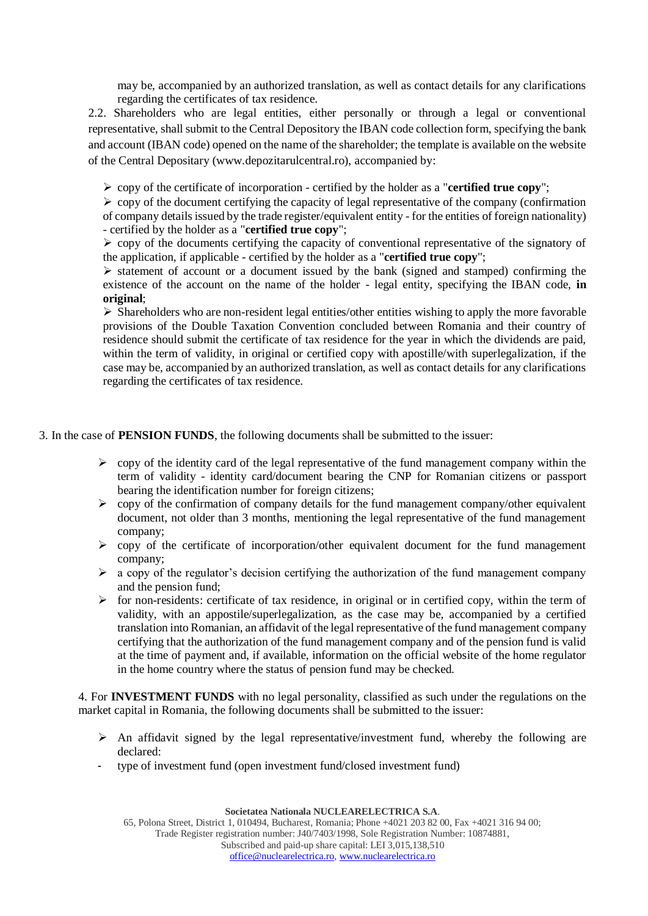may be, accompanied by an authorized translation, as well as contact details for any clarifications regarding the certificates of tax residence.

2.2. Shareholders who are legal entities, either personally or through a legal or conventional representative, shall submit to the Central Depository the IBAN code collection form, specifying the bank and account (IBAN code) opened on the name of the shareholder; the template is available on the website of the Central Depositary (www.depozitarulcentral.ro), accompanied by:

- copy of the certificate of incorporation - certified by the holder as a "**certified true copy**";
- copy of the document certifying the capacity of legal representative of the company (confirmation of company details issued by the trade register/equivalent entity - for the entities of foreign nationality) - certified by the holder as a "**certified true copy**";
- copy of the documents certifying the capacity of conventional representative of the signatory of the application, if applicable - certified by the holder as a "**certified true copy**";
- statement of account or a document issued by the bank (signed and stamped) confirming the existence of the account on the name of the holder - legal entity, specifying the IBAN code, **in original**;
- Shareholders who are non-resident legal entities/other entities wishing to apply the more favorable provisions of the Double Taxation Convention concluded between Romania and their country of residence should submit the certificate of tax residence for the year in which the dividends are paid, within the term of validity, in original or certified copy with apostille/with superlegalization, if the case may be, accompanied by an authorized translation, as well as contact details for any clarifications regarding the certificates of tax residence.

3. In the case of **PENSION FUNDS**, the following documents shall be submitted to the issuer:

- copy of the identity card of the legal representative of the fund management company within the term of validity - identity card/document bearing the CNP for Romanian citizens or passport bearing the identification number for foreign citizens;
- copy of the confirmation of company details for the fund management company/other equivalent document, not older than 3 months, mentioning the legal representative of the fund management company;
- copy of the certificate of incorporation/other equivalent document for the fund management company;
- a copy of the regulator's decision certifying the authorization of the fund management company and the pension fund;
- for non-residents: certificate of tax residence, in original or in certified copy, within the term of validity, with an appostile/superlegalization, as the case may be, accompanied by a certified translation into Romanian, an affidavit of the legal representative of the fund management company certifying that the authorization of the fund management company and of the pension fund is valid at the time of payment and, if available, information on the official website of the home regulator in the home country where the status of pension fund may be checked.

4. For **INVESTMENT FUNDS** with no legal personality, classified as such under the regulations on the market capital in Romania, the following documents shall be submitted to the issuer:

- An affidavit signed by the legal representative/investment fund, whereby the following are declared:
  - type of investment fund (open investment fund/closed investment fund)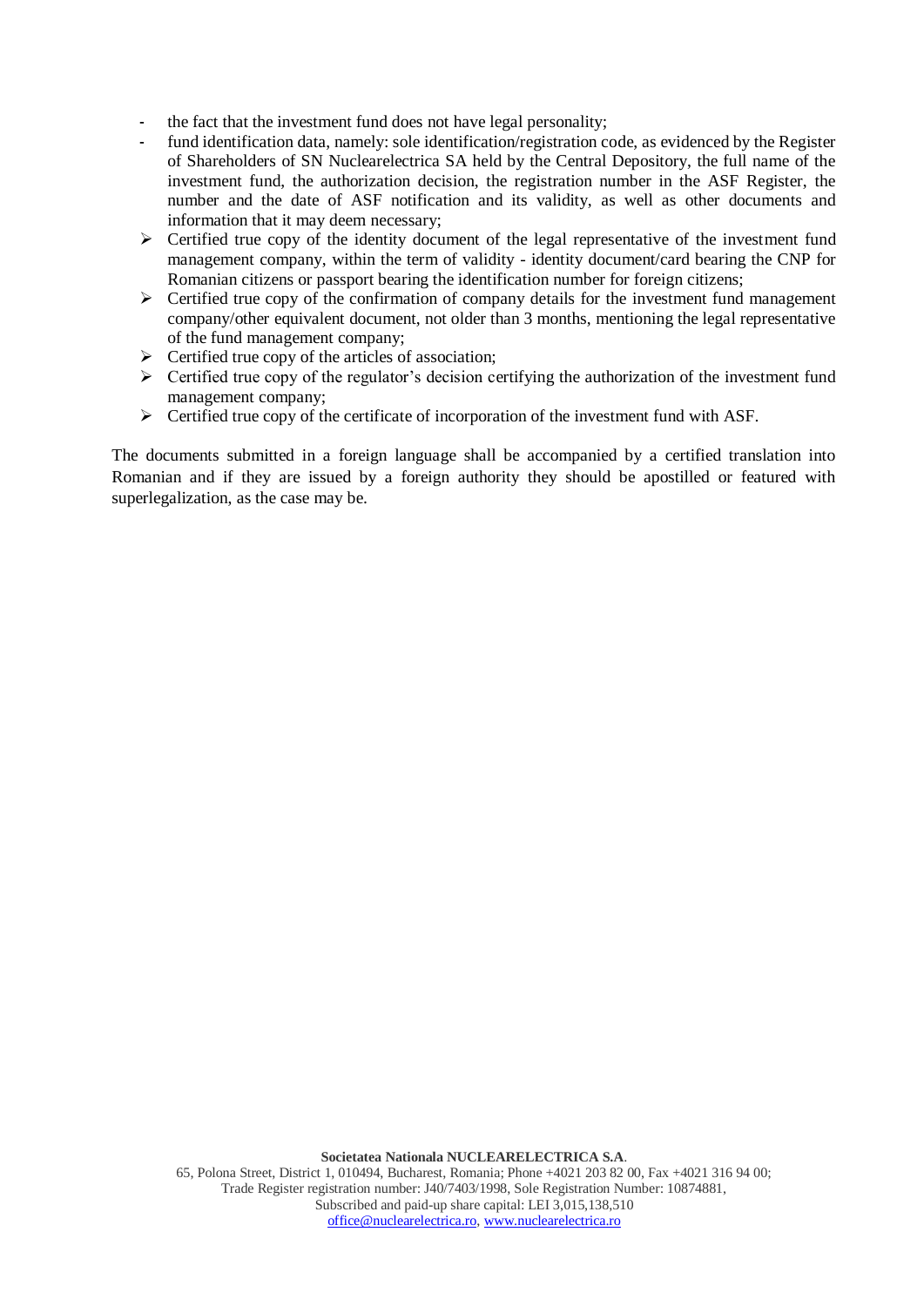- the fact that the investment fund does not have legal personality;
- fund identification data, namely: sole identification/registration code, as evidenced by the Register of Shareholders of SN Nuclearelectrica SA held by the Central Depository, the full name of the investment fund, the authorization decision, the registration number in the ASF Register, the number and the date of ASF notification and its validity, as well as other documents and information that it may deem necessary;
- Certified true copy of the identity document of the legal representative of the investment fund management company, within the term of validity - identity document/card bearing the CNP for Romanian citizens or passport bearing the identification number for foreign citizens;
- Certified true copy of the confirmation of company details for the investment fund management company/other equivalent document, not older than 3 months, mentioning the legal representative of the fund management company;
- Certified true copy of the articles of association;
- Certified true copy of the regulator's decision certifying the authorization of the investment fund management company;
- Certified true copy of the certificate of incorporation of the investment fund with ASF.

The documents submitted in a foreign language shall be accompanied by a certified translation into Romanian and if they are issued by a foreign authority they should be apostilled or featured with superlegalization, as the case may be.